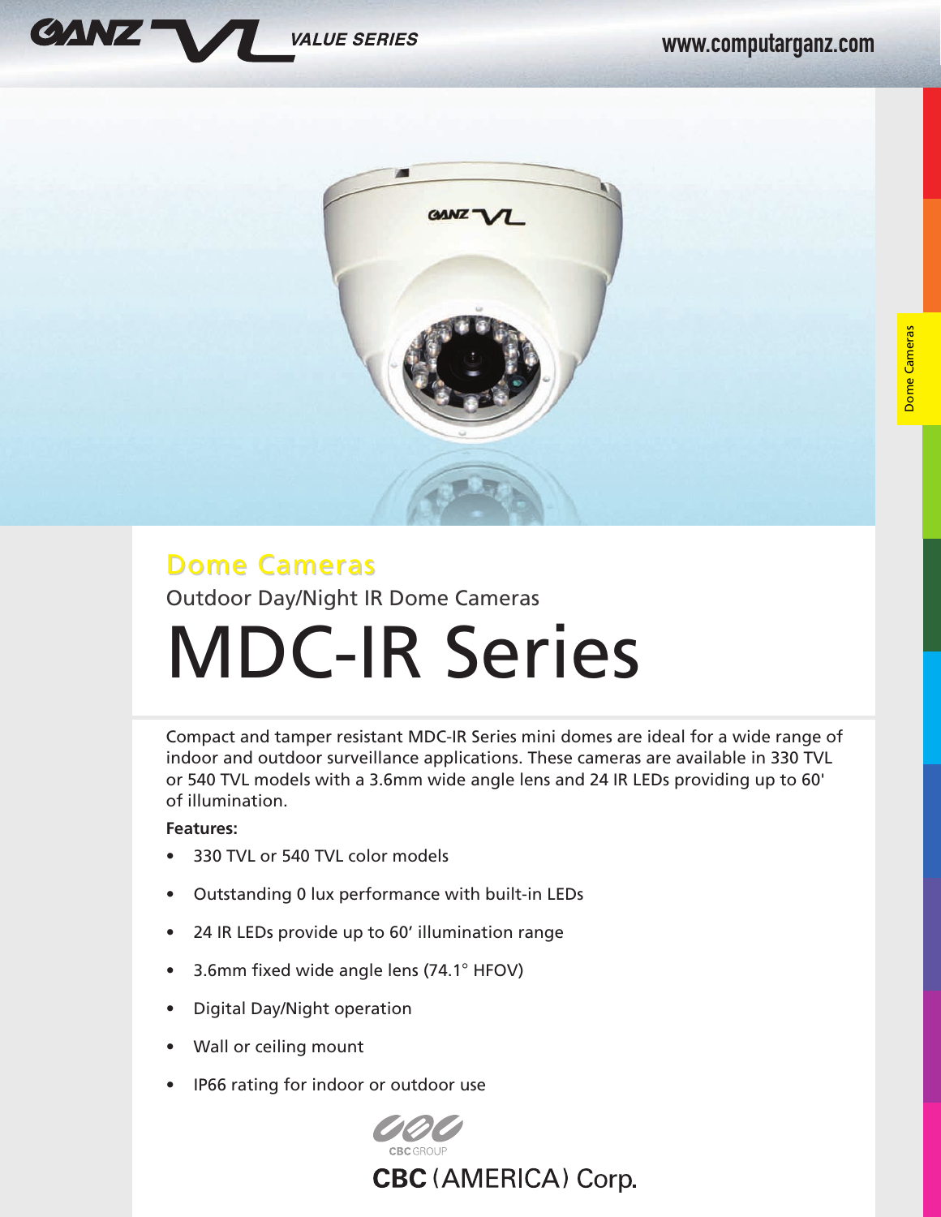GANZ VL VALUE SERIES

www.computarganz.com

# Dome Cameras

Outdoor Day/Night IR Dome Cameras

# MDC-IR Series

Compact and tamper resistant MDC-IR Series mini domes are ideal for a wide range of indoor and outdoor surveillance applications. These cameras are available in 330 TVL or 540 TVL models with a 3.6mm wide angle lens and 24 IR LEDs providing up to 60' of illumination.

**Features:**

- 330 TVL or 540 TVL color models
- Outstanding 0 lux performance with built-in LEDs
- 24 IR LEDs provide up to 60' illumination range
- 3.6mm fixed wide angle lens (74.1° HFOV)
- Digital Day/Night operation
- Wall or ceiling mount
- IP66 rating for indoor or outdoor use

CBC GROUP

CBC (AMERICA) Corp.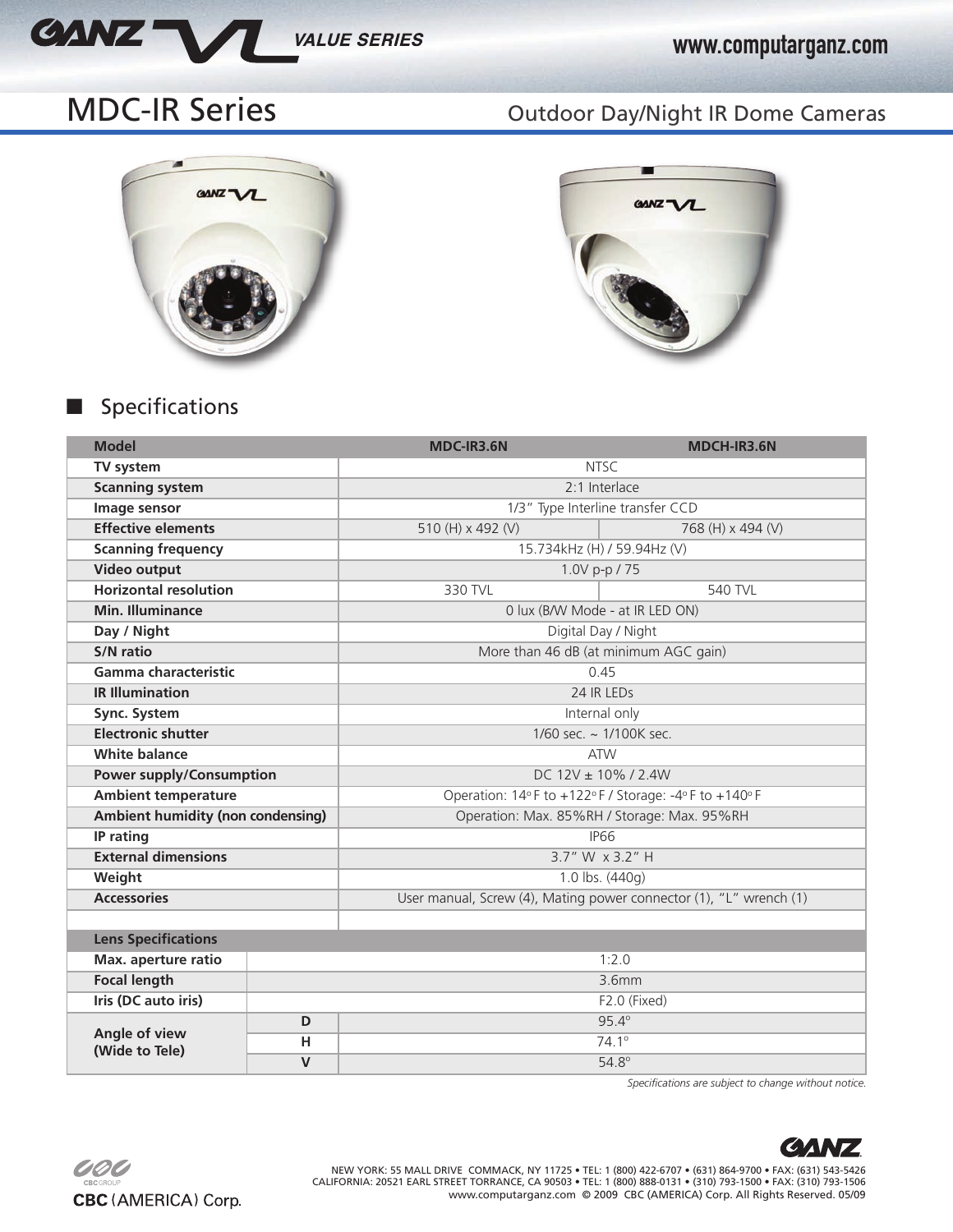# MDC-IR Series

## Outdoor Day/Night IR Dome Cameras

## Specifications

| Model | MDC-IR3.6N | MDCH-IR3.6N |
|---|---|---|
| TV system | NTSC | |
| Scanning system | 2:1 Interlace | |
| Image sensor | 1/3" Type Interline transfer CCD | |
| Effective elements | 510 (H) x 492 (V) | 768 (H) x 494 (V) |
| Scanning frequency | 15.734kHz (H) / 59.94Hz (V) | |
| Video output | 1.0V p-p / 75 | |
| Horizontal resolution | 330 TVL | 540 TVL |
| Min. Illuminance | 0 lux (B/W Mode - at IR LED ON) | |
| Day / Night | Digital Day / Night | |
| S/N ratio | More than 46 dB (at minimum AGC gain) | |
| Gamma characteristic | 0.45 | |
| IR Illumination | 24 IR LEDs | |
| Sync. System | Internal only | |
| Electronic shutter | 1/60 sec. ~ 1/100K sec. | |
| White balance | ATW | |
| Power supply/Consumption | DC 12V ± 10% / 2.4W | |
| Ambient temperature | Operation: 14°F to +122°F / Storage: -4°F to +140°F | |
| Ambient humidity (non condensing) | Operation: Max. 85%RH / Storage: Max. 95%RH | |
| IP rating | IP66 | |
| External dimensions | 3.7" W x 3.2" H | |
| Weight | 1.0 lbs. (440g) | |
| Accessories | User manual, Screw (4), Mating power connector (1), "L" wrench (1) | |

| Lens Specifications | | |
|---|---|---|
| Max. aperture ratio | | 1:2.0 |
| Focal length | | 3.6mm |
| Iris (DC auto iris) | | F2.0 (Fixed) |
| Angle of view (Wide to Tele) | D | 95.4° |
| | H | 74.1° |
| | V | 54.8° |

*Specifications are subject to change without notice.*

CBC (AMERICA) Corp.

NEW YORK: 55 MALL DRIVE COMMACK, NY 11725 • TEL: 1 (800) 422-6707 • (631) 864-9700 • FAX: (631) 543-5426
CALIFORNIA: 20521 EARL STREET TORRANCE, CA 90503 • TEL: 1 (800) 888-0131 • (310) 793-1500 • FAX: (310) 793-1506
www.computarganz.com © 2009 CBC (AMERICA) Corp. All Rights Reserved. 05/09